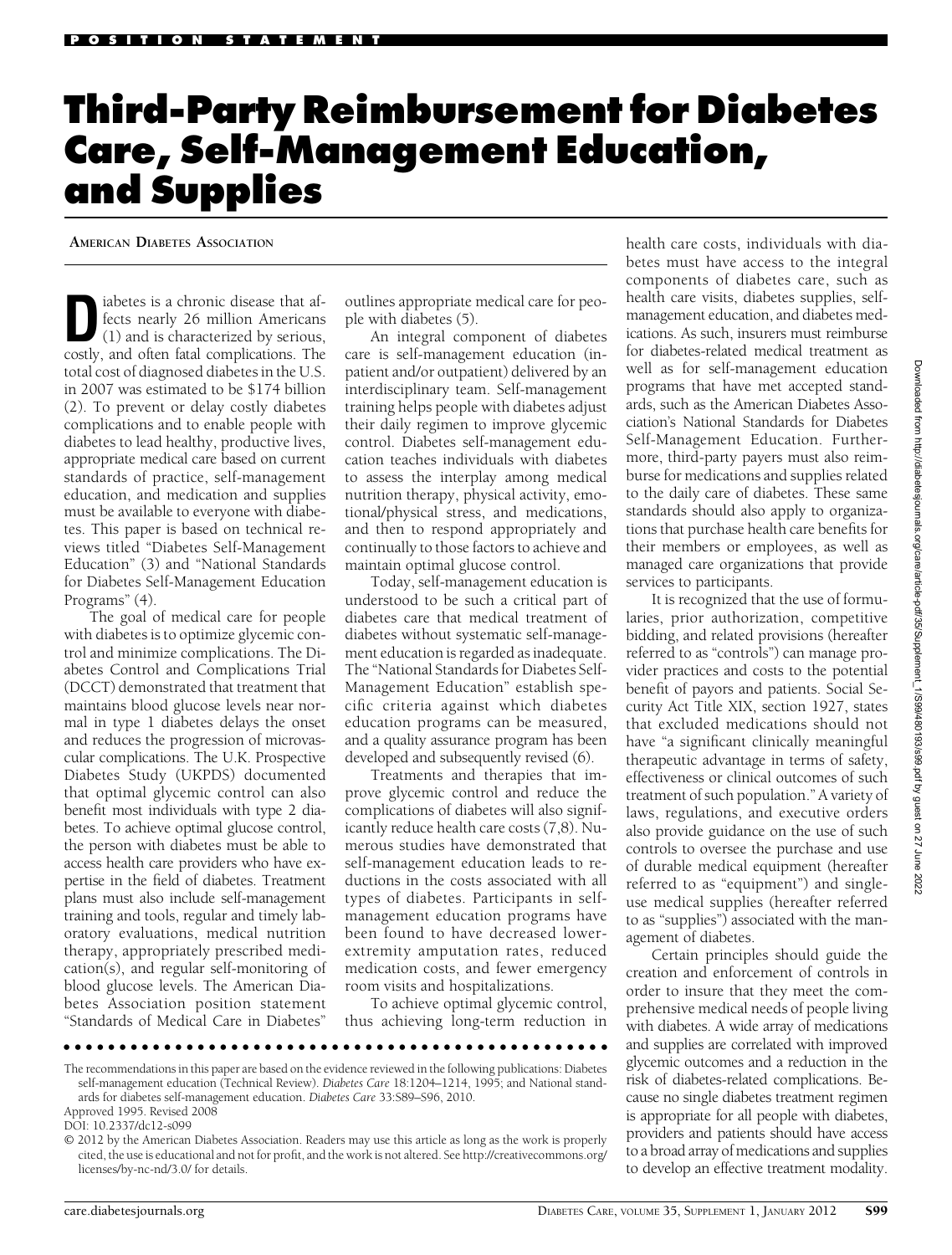# Third-Party Reimbursement for Diabetes Care, Self-Management Education, and Supplies

AMERICAN DIABETES ASSOCIATION

Diabetes is a chronic disease that affects nearly 26 million Americans (1) and is characterized by serious, costly, and often fatal complications. The total cost of diagnosed diabetes in the U.S. in 2007 was estimated to be $174 billion (2). To prevent or delay costly diabetes complications and to enable people with diabetes to lead healthy, productive lives, appropriate medical care based on current standards of practice, self-management education, and medication and supplies must be available to everyone with diabetes. This paper is based on technical reviews titled "Diabetes Self-Management Education" (3) and "National Standards for Diabetes Self-Management Education Programs" (4).

The goal of medical care for people with diabetes is to optimize glycemic control and minimize complications. The Diabetes Control and Complications Trial (DCCT) demonstrated that treatment that maintains blood glucose levels near normal in type 1 diabetes delays the onset and reduces the progression of microvascular complications. The U.K. Prospective Diabetes Study (UKPDS) documented that optimal glycemic control can also benefit most individuals with type 2 diabetes. To achieve optimal glucose control, the person with diabetes must be able to access health care providers who have expertise in the field of diabetes. Treatment plans must also include self-management training and tools, regular and timely laboratory evaluations, medical nutrition therapy, appropriately prescribed medication(s), and regular self-monitoring of blood glucose levels. The American Diabetes Association position statement "Standards of Medical Care in Diabetes" outlines appropriate medical care for people with diabetes (5).

An integral component of diabetes care is self-management education (inpatient and/or outpatient) delivered by an interdisciplinary team. Self-management training helps people with diabetes adjust their daily regimen to improve glycemic control. Diabetes self-management education teaches individuals with diabetes to assess the interplay among medical nutrition therapy, physical activity, emotional/physical stress, and medications, and then to respond appropriately and continually to those factors to achieve and maintain optimal glucose control.

Today, self-management education is understood to be such a critical part of diabetes care that medical treatment of diabetes without systematic self-management education is regarded as inadequate. The "National Standards for Diabetes Self-Management Education" establish specific criteria against which diabetes education programs can be measured, and a quality assurance program has been developed and subsequently revised (6).

Treatments and therapies that improve glycemic control and reduce the complications of diabetes will also significantly reduce health care costs (7,8). Numerous studies have demonstrated that self-management education leads to reductions in the costs associated with all types of diabetes. Participants in self-management education programs have been found to have decreased lower-extremity amputation rates, reduced medication costs, and fewer emergency room visits and hospitalizations.

To achieve optimal glycemic control, thus achieving long-term reduction in health care costs, individuals with diabetes must have access to the integral components of diabetes care, such as health care visits, diabetes supplies, self-management education, and diabetes medications. As such, insurers must reimburse for diabetes-related medical treatment as well as for self-management education programs that have met accepted standards, such as the American Diabetes Association's National Standards for Diabetes Self-Management Education. Furthermore, third-party payers must also reimburse for medications and supplies related to the daily care of diabetes. These same standards should also apply to organizations that purchase health care benefits for their members or employees, as well as managed care organizations that provide services to participants.

It is recognized that the use of formularies, prior authorization, competitive bidding, and related provisions (hereafter referred to as "controls") can manage provider practices and costs to the potential benefit of payors and patients. Social Security Act Title XIX, section 1927, states that excluded medications should not have "a significant clinically meaningful therapeutic advantage in terms of safety, effectiveness or clinical outcomes of such treatment of such population." A variety of laws, regulations, and executive orders also provide guidance on the use of such controls to oversee the purchase and use of durable medical equipment (hereafter referred to as "equipment") and single-use medical supplies (hereafter referred to as "supplies") associated with the management of diabetes.

Certain principles should guide the creation and enforcement of controls in order to insure that they meet the comprehensive medical needs of people living with diabetes. A wide array of medications and supplies are correlated with improved glycemic outcomes and a reduction in the risk of diabetes-related complications. Because no single diabetes treatment regimen is appropriate for all people with diabetes, providers and patients should have access to a broad array of medications and supplies to develop an effective treatment modality.

---

The recommendations in this paper are based on the evidence reviewed in the following publications: Diabetes self-management education (Technical Review). *Diabetes Care* 18:1204–1214, 1995; and National standards for diabetes self-management education. *Diabetes Care* 33:S89–S96, 2010.

Approved 1995. Revised 2008

DOI: 10.2337/dc12-s099

© 2012 by the American Diabetes Association. Readers may use this article as long as the work is properly cited, the use is educational and not for profit, and the work is not altered. See http://creativecommons.org/licenses/by-nc-nd/3.0/ for details.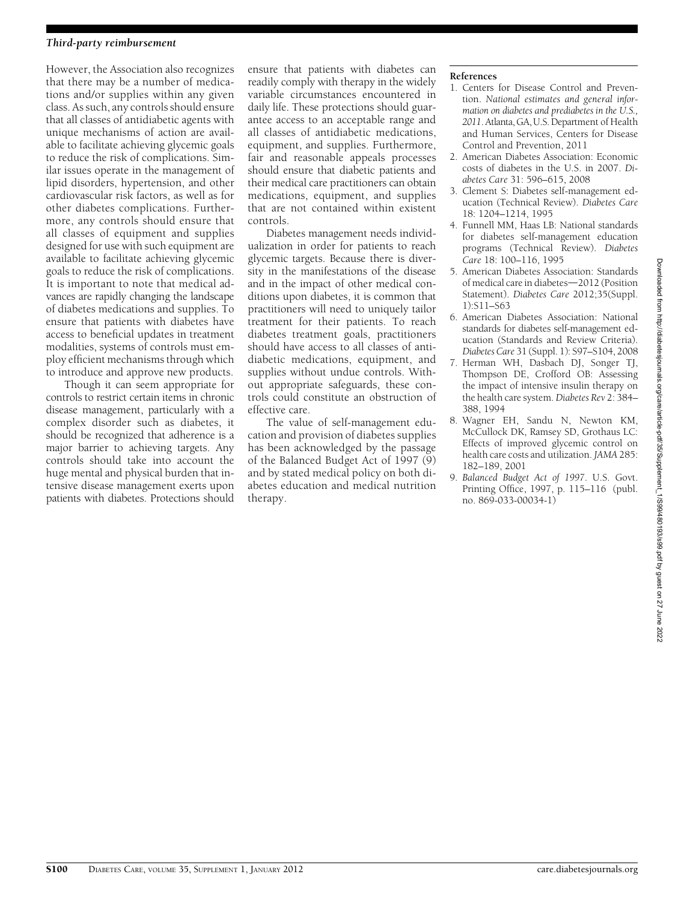However, the Association also recognizes that there may be a number of medications and/or supplies within any given class. As such, any controls should ensure that all classes of antidiabetic agents with unique mechanisms of action are available to facilitate achieving glycemic goals to reduce the risk of complications. Similar issues operate in the management of lipid disorders, hypertension, and other cardiovascular risk factors, as well as for other diabetes complications. Furthermore, any controls should ensure that all classes of equipment and supplies designed for use with such equipment are available to facilitate achieving glycemic goals to reduce the risk of complications. It is important to note that medical advances are rapidly changing the landscape of diabetes medications and supplies. To ensure that patients with diabetes have access to beneficial updates in treatment modalities, systems of controls must employ efficient mechanisms through which to introduce and approve new products.

Though it can seem appropriate for controls to restrict certain items in chronic disease management, particularly with a complex disorder such as diabetes, it should be recognized that adherence is a major barrier to achieving targets. Any controls should take into account the huge mental and physical burden that intensive disease management exerts upon patients with diabetes. Protections should ensure that patients with diabetes can readily comply with therapy in the widely variable circumstances encountered in daily life. These protections should guarantee access to an acceptable range and all classes of antidiabetic medications, equipment, and supplies. Furthermore, fair and reasonable appeals processes should ensure that diabetic patients and their medical care practitioners can obtain medications, equipment, and supplies that are not contained within existent controls.

Diabetes management needs individualization in order for patients to reach glycemic targets. Because there is diversity in the manifestations of the disease and in the impact of other medical conditions upon diabetes, it is common that practitioners will need to uniquely tailor treatment for their patients. To reach diabetes treatment goals, practitioners should have access to all classes of antidiabetic medications, equipment, and supplies without undue controls. Without appropriate safeguards, these controls could constitute an obstruction of effective care.

The value of self-management education and provision of diabetes supplies has been acknowledged by the passage of the Balanced Budget Act of 1997 (9) and by stated medical policy on both diabetes education and medical nutrition therapy.

### References

1. Centers for Disease Control and Prevention. *National estimates and general information on diabetes and prediabetes in the U.S., 2011*. Atlanta, GA, U.S. Department of Health and Human Services, Centers for Disease Control and Prevention, 2011
2. American Diabetes Association: Economic costs of diabetes in the U.S. in 2007. *Diabetes Care* 31: 596–615, 2008
3. Clement S: Diabetes self-management education (Technical Review). *Diabetes Care* 18: 1204–1214, 1995
4. Funnell MM, Haas LB: National standards for diabetes self-management education programs (Technical Review). *Diabetes Care* 18: 100–116, 1995
5. American Diabetes Association: Standards of medical care in diabetes—2012 (Position Statement). *Diabetes Care* 2012;35(Suppl. 1):S11–S63
6. American Diabetes Association: National standards for diabetes self-management education (Standards and Review Criteria). *Diabetes Care* 31 (Suppl. 1): S97–S104, 2008
7. Herman WH, Dasbach DJ, Songer TJ, Thompson DE, Crofford OB: Assessing the impact of intensive insulin therapy on the health care system. *Diabetes Rev* 2: 384–388, 1994
8. Wagner EH, Sandu N, Newton KM, McCullock DK, Ramsey SD, Grothaus LC: Effects of improved glycemic control on health care costs and utilization. *JAMA* 285: 182–189, 2001
9. *Balanced Budget Act of 1997*. U.S. Govt. Printing Office, 1997, p. 115–116 (publ. no. 869-033-00034-1)